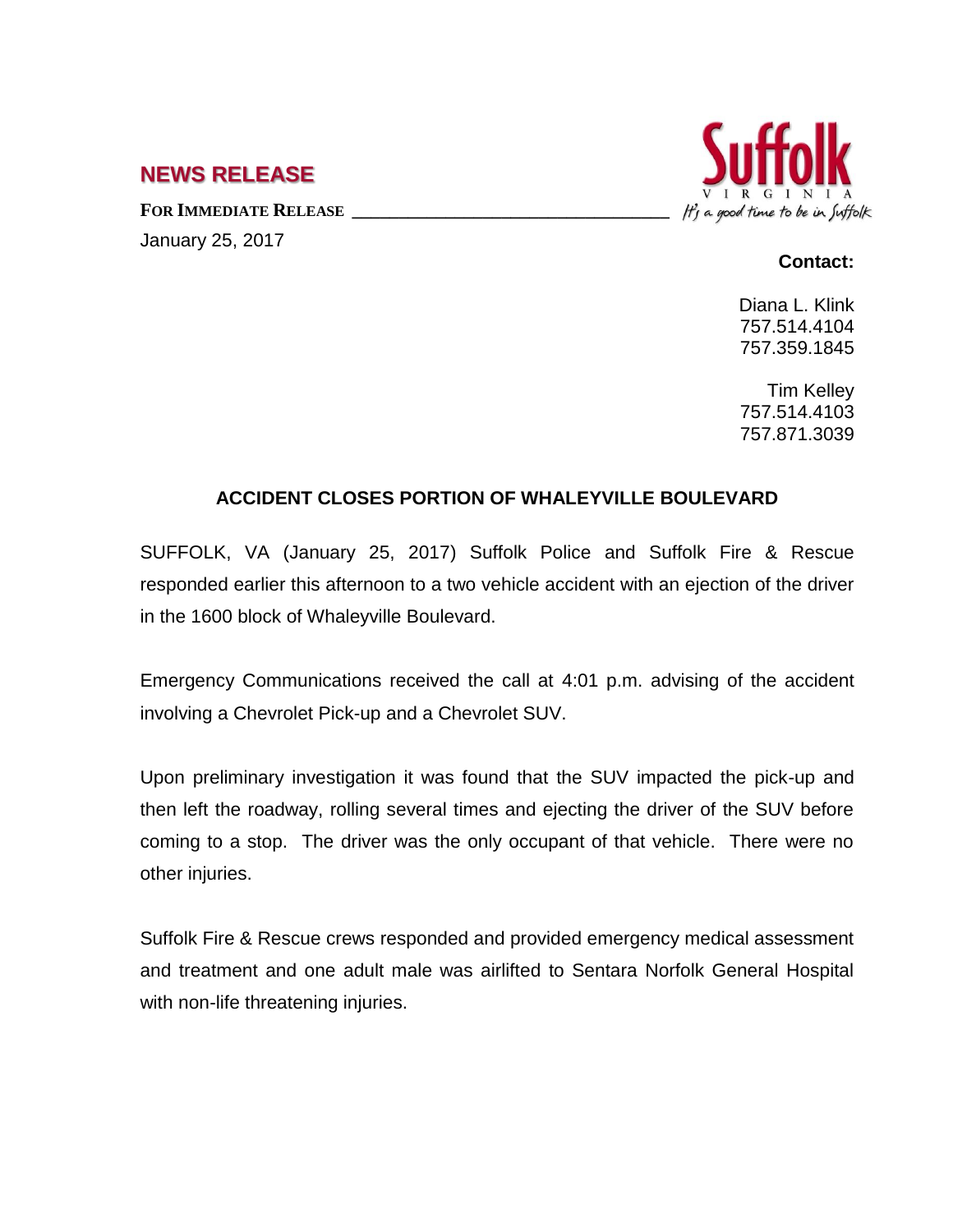## NEWS RELEASE

Suffolk VIRGINIA *It's a good time to be in Suffolk*

**FOR IMMEDIATE RELEASE**

January 25, 2017

**Contact:**

Diana L. Klink
757.514.4104
757.359.1845

Tim Kelley
757.514.4103
757.871.3039

### ACCIDENT CLOSES PORTION OF WHALEYVILLE BOULEVARD

SUFFOLK, VA (January 25, 2017) Suffolk Police and Suffolk Fire & Rescue responded earlier this afternoon to a two vehicle accident with an ejection of the driver in the 1600 block of Whaleyville Boulevard.

Emergency Communications received the call at 4:01 p.m. advising of the accident involving a Chevrolet Pick-up and a Chevrolet SUV.

Upon preliminary investigation it was found that the SUV impacted the pick-up and then left the roadway, rolling several times and ejecting the driver of the SUV before coming to a stop. The driver was the only occupant of that vehicle. There were no other injuries.

Suffolk Fire & Rescue crews responded and provided emergency medical assessment and treatment and one adult male was airlifted to Sentara Norfolk General Hospital with non-life threatening injuries.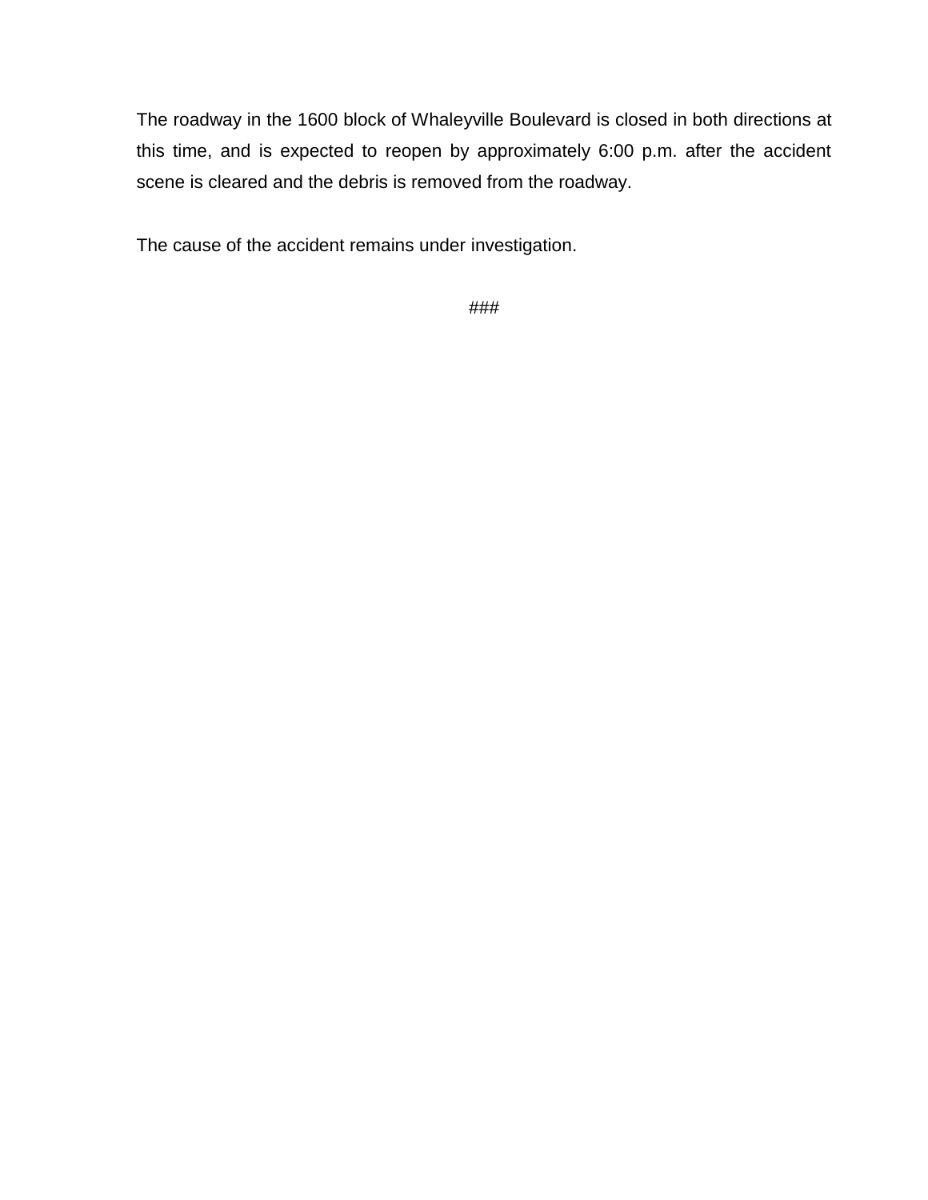The roadway in the 1600 block of Whaleyville Boulevard is closed in both directions at this time, and is expected to reopen by approximately 6:00 p.m. after the accident scene is cleared and the debris is removed from the roadway.

The cause of the accident remains under investigation.

###